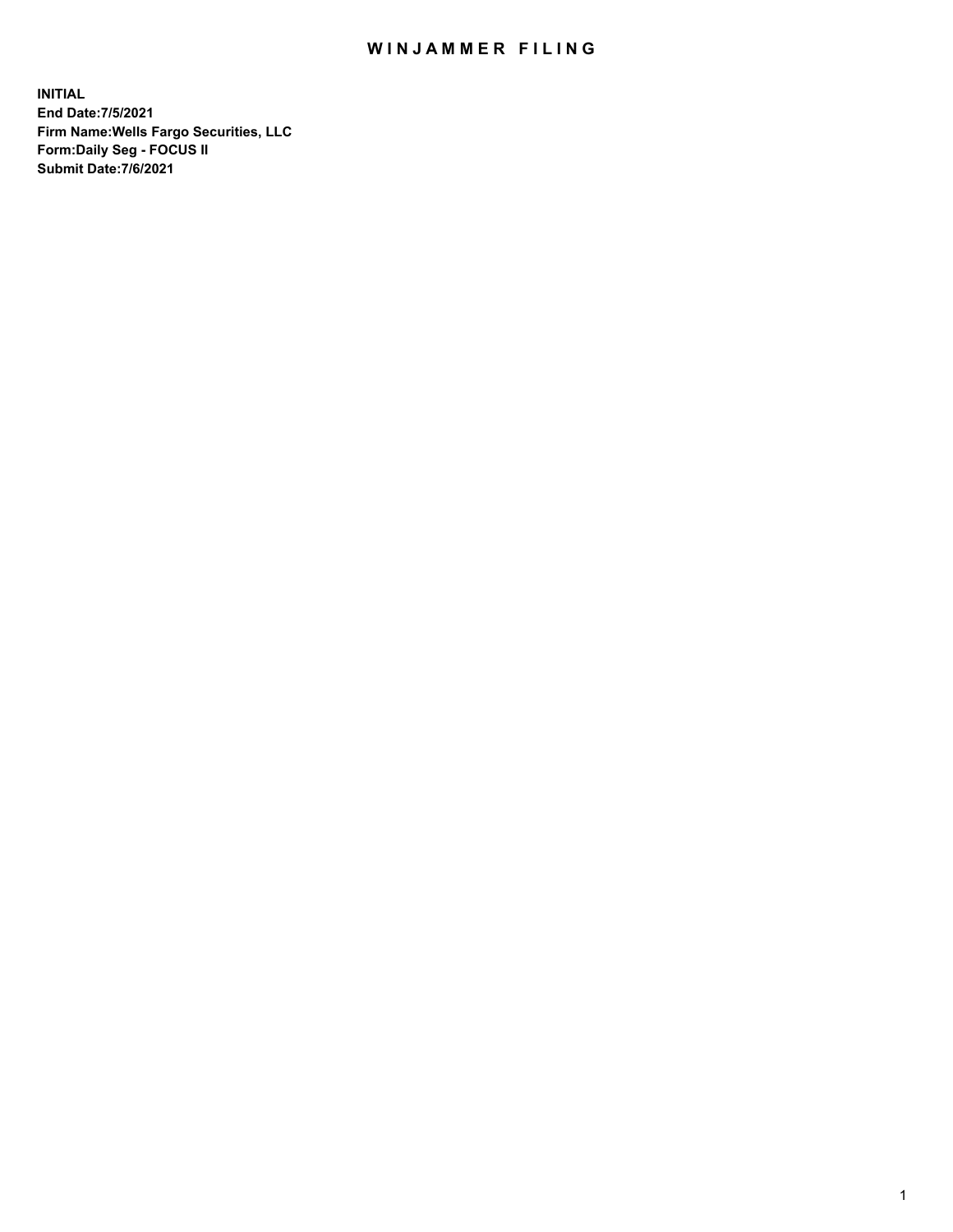# WINJAMMER FILING

**INITIAL**
**End Date:7/5/2021**
**Firm Name:Wells Fargo Securities, LLC**
**Form:Daily Seg - FOCUS II**
**Submit Date:7/6/2021**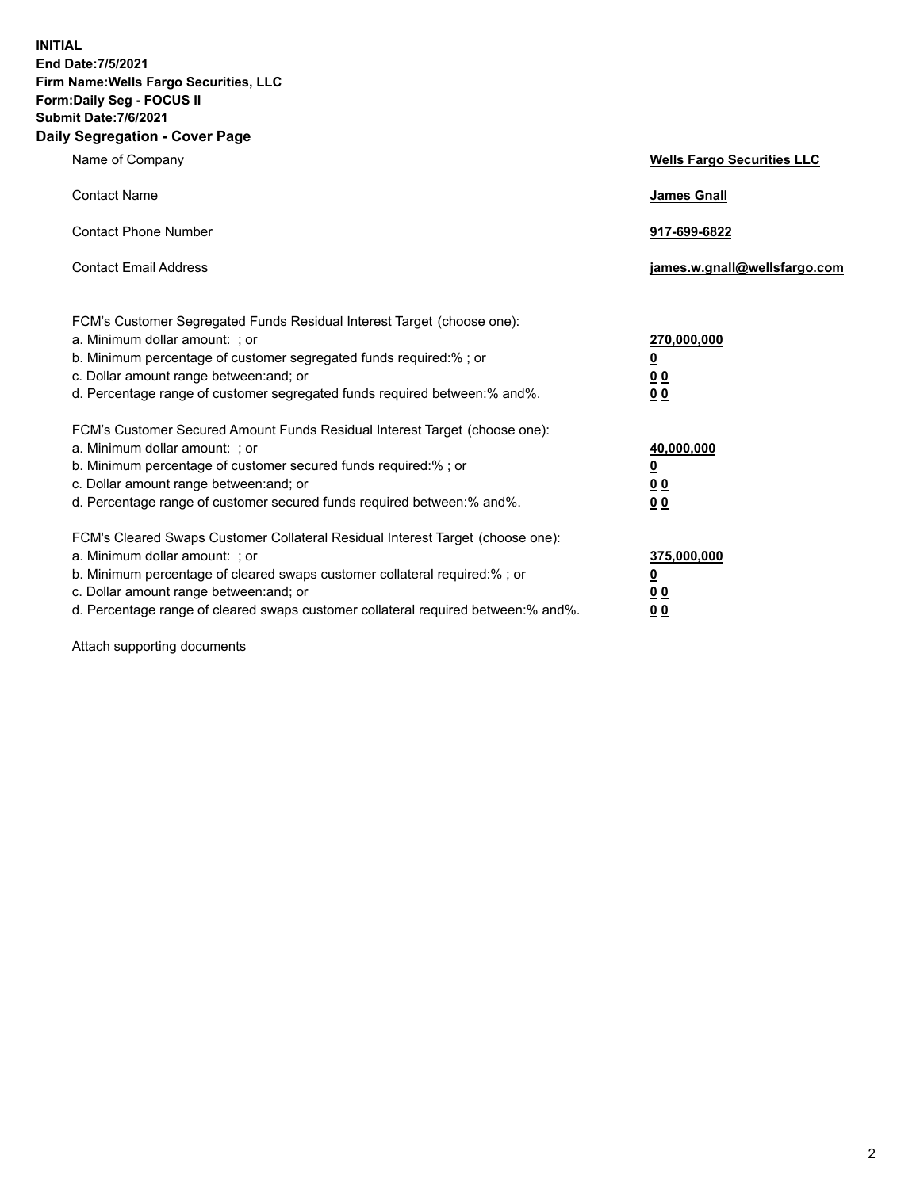**INITIAL**
**End Date:7/5/2021**
**Firm Name:Wells Fargo Securities, LLC**
**Form:Daily Seg - FOCUS II**
**Submit Date:7/6/2021**

## Daily Segregation - Cover Page

| | |
|---|---|
| Name of Company | **Wells Fargo Securities LLC** |
| Contact Name | **James Gnall** |
| Contact Phone Number | **917-699-6822** |
| Contact Email Address | **james.w.gnall@wellsfargo.com** |

| | |
|---|---|
| FCM's Customer Segregated Funds Residual Interest Target (choose one): | |
| a. Minimum dollar amount: ; or | **270,000,000** |
| b. Minimum percentage of customer segregated funds required:% ; or | **0** |
| c. Dollar amount range between:and; or | **0 0** |
| d. Percentage range of customer segregated funds required between:% and%. | **0 0** |

| | |
|---|---|
| FCM's Customer Secured Amount Funds Residual Interest Target (choose one): | |
| a. Minimum dollar amount: ; or | **40,000,000** |
| b. Minimum percentage of customer secured funds required:% ; or | **0** |
| c. Dollar amount range between:and; or | **0 0** |
| d. Percentage range of customer secured funds required between:% and%. | **0 0** |

| | |
|---|---|
| FCM's Cleared Swaps Customer Collateral Residual Interest Target (choose one): | |
| a. Minimum dollar amount: ; or | **375,000,000** |
| b. Minimum percentage of cleared swaps customer collateral required:% ; or | **0** |
| c. Dollar amount range between:and; or | **0 0** |
| d. Percentage range of cleared swaps customer collateral required between:% and%. | **0 0** |

Attach supporting documents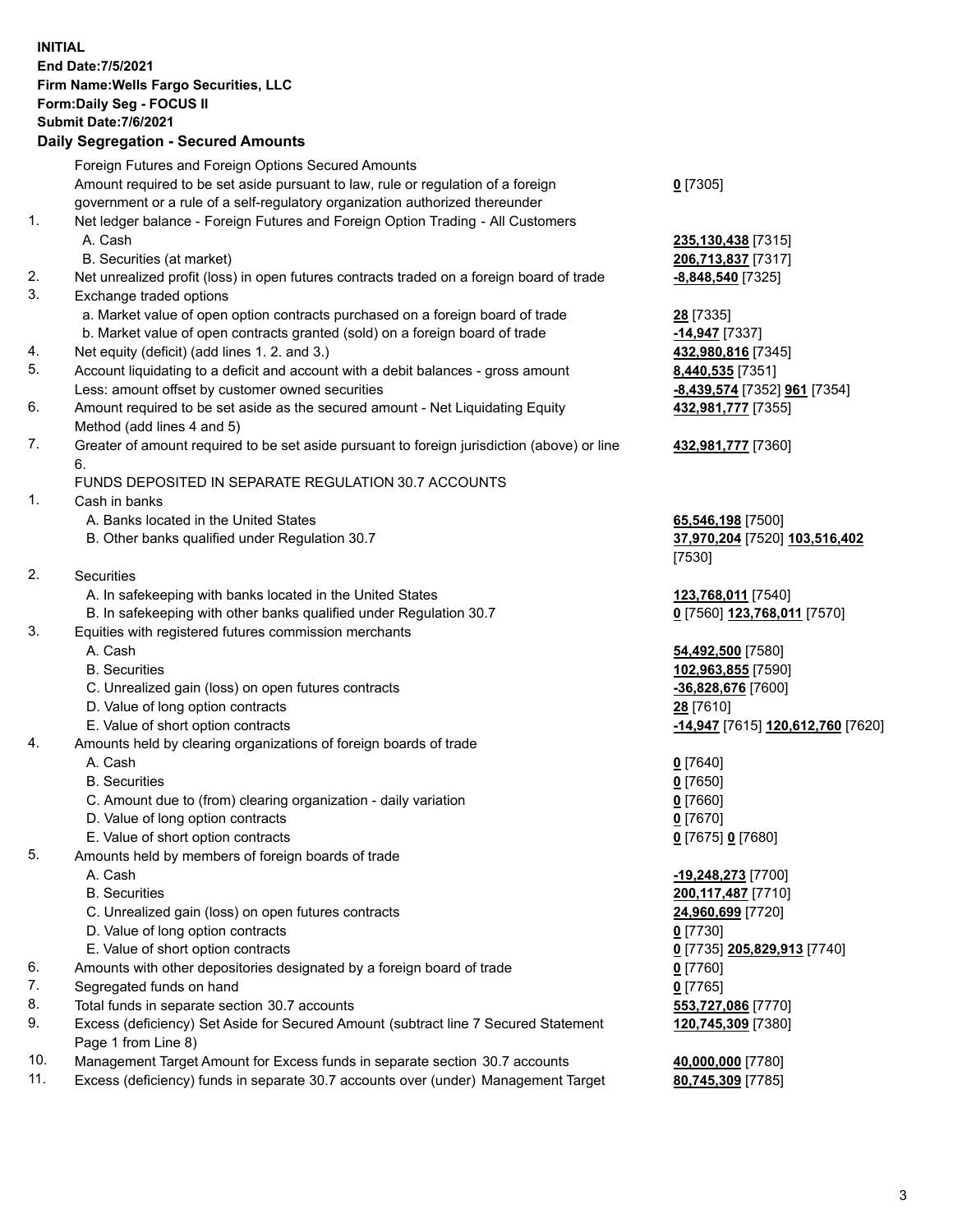**INITIAL**
**End Date:7/5/2021**
**Firm Name:Wells Fargo Securities, LLC**
**Form:Daily Seg - FOCUS II**
**Submit Date:7/6/2021**

**Daily Segregation - Secured Amounts**

| | | |
|---|---|---|
| | Foreign Futures and Foreign Options Secured Amounts | |
| | Amount required to be set aside pursuant to law, rule or regulation of a foreign government or a rule of a self-regulatory organization authorized thereunder | **0** [7305] |
| 1. | Net ledger balance - Foreign Futures and Foreign Option Trading - All Customers | |
| | A. Cash | **235,130,438** [7315] |
| | B. Securities (at market) | **206,713,837** [7317] |
| 2. | Net unrealized profit (loss) in open futures contracts traded on a foreign board of trade | **-8,848,540** [7325] |
| 3. | Exchange traded options | |
| | a. Market value of open option contracts purchased on a foreign board of trade | **28** [7335] |
| | b. Market value of open contracts granted (sold) on a foreign board of trade | **-14,947** [7337] |
| 4. | Net equity (deficit) (add lines 1. 2. and 3.) | **432,980,816** [7345] |
| 5. | Account liquidating to a deficit and account with a debit balances - gross amount | **8,440,535** [7351] |
| | Less: amount offset by customer owned securities | **-8,439,574** [7352] **961** [7354] |
| 6. | Amount required to be set aside as the secured amount - Net Liquidating Equity Method (add lines 4 and 5) | **432,981,777** [7355] |
| 7. | Greater of amount required to be set aside pursuant to foreign jurisdiction (above) or line 6. | **432,981,777** [7360] |
| | FUNDS DEPOSITED IN SEPARATE REGULATION 30.7 ACCOUNTS | |
| 1. | Cash in banks | |
| | A. Banks located in the United States | **65,546,198** [7500] |
| | B. Other banks qualified under Regulation 30.7 | **37,970,204** [7520] **103,516,402** [7530] |
| 2. | Securities | |
| | A. In safekeeping with banks located in the United States | **123,768,011** [7540] |
| | B. In safekeeping with other banks qualified under Regulation 30.7 | **0** [7560] **123,768,011** [7570] |
| 3. | Equities with registered futures commission merchants | |
| | A. Cash | **54,492,500** [7580] |
| | B. Securities | **102,963,855** [7590] |
| | C. Unrealized gain (loss) on open futures contracts | **-36,828,676** [7600] |
| | D. Value of long option contracts | **28** [7610] |
| | E. Value of short option contracts | **-14,947** [7615] **120,612,760** [7620] |
| 4. | Amounts held by clearing organizations of foreign boards of trade | |
| | A. Cash | **0** [7640] |
| | B. Securities | **0** [7650] |
| | C. Amount due to (from) clearing organization - daily variation | **0** [7660] |
| | D. Value of long option contracts | **0** [7670] |
| | E. Value of short option contracts | **0** [7675] **0** [7680] |
| 5. | Amounts held by members of foreign boards of trade | |
| | A. Cash | **-19,248,273** [7700] |
| | B. Securities | **200,117,487** [7710] |
| | C. Unrealized gain (loss) on open futures contracts | **24,960,699** [7720] |
| | D. Value of long option contracts | **0** [7730] |
| | E. Value of short option contracts | **0** [7735] **205,829,913** [7740] |
| 6. | Amounts with other depositories designated by a foreign board of trade | **0** [7760] |
| 7. | Segregated funds on hand | **0** [7765] |
| 8. | Total funds in separate section 30.7 accounts | **553,727,086** [7770] |
| 9. | Excess (deficiency) Set Aside for Secured Amount (subtract line 7 Secured Statement Page 1 from Line 8) | **120,745,309** [7380] |
| 10. | Management Target Amount for Excess funds in separate section 30.7 accounts | **40,000,000** [7780] |
| 11. | Excess (deficiency) funds in separate 30.7 accounts over (under) Management Target | **80,745,309** [7785] |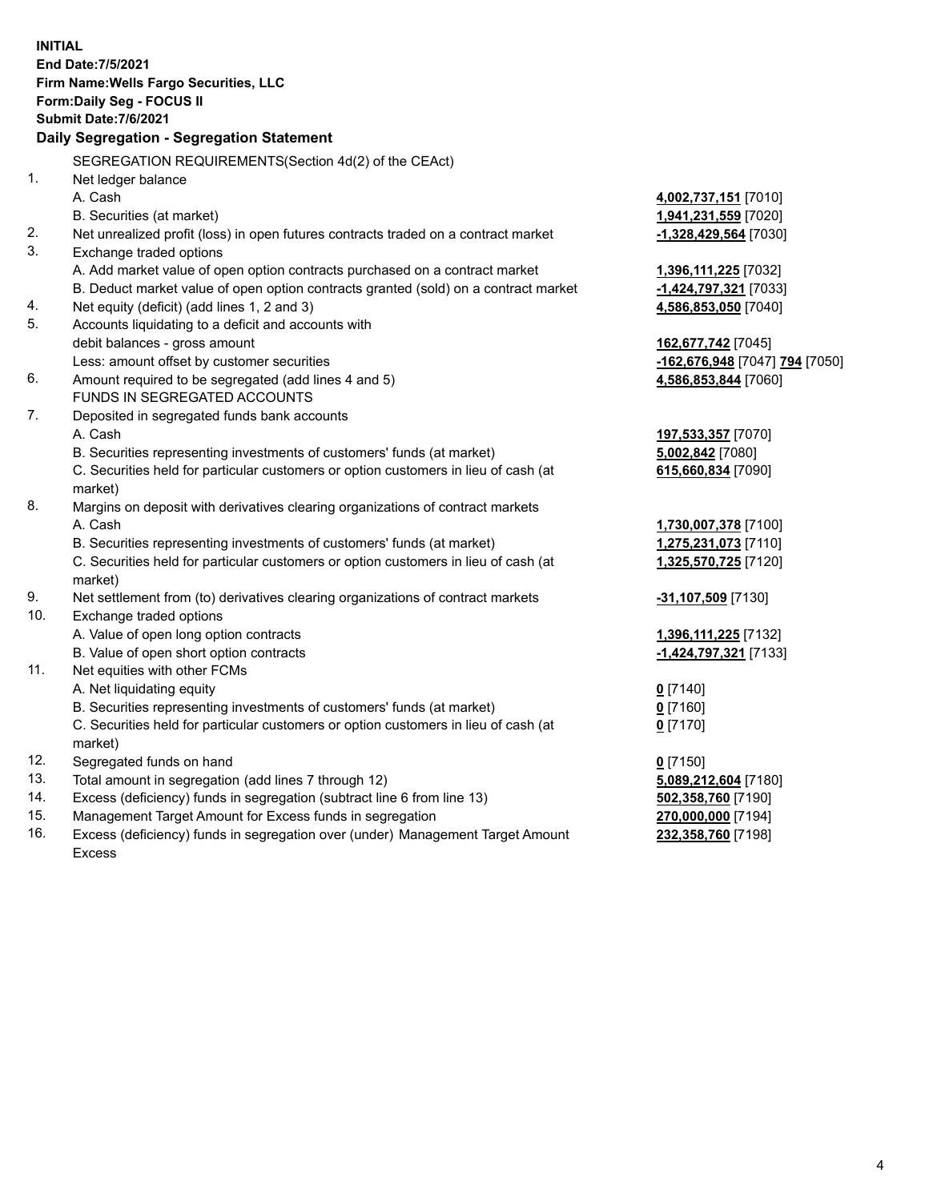**INITIAL**
**End Date:7/5/2021**
**Firm Name:Wells Fargo Securities, LLC**
**Form:Daily Seg - FOCUS II**
**Submit Date:7/6/2021**

### Daily Segregation - Segregation Statement

| | | |
|---|---|---|
| | SEGREGATION REQUIREMENTS(Section 4d(2) of the CEAct) | |
| 1. | Net ledger balance | |
| | A. Cash | 4,002,737,151 [7010] |
| | B. Securities (at market) | 1,941,231,559 [7020] |
| 2. | Net unrealized profit (loss) in open futures contracts traded on a contract market | -1,328,429,564 [7030] |
| 3. | Exchange traded options | |
| | A. Add market value of open option contracts purchased on a contract market | 1,396,111,225 [7032] |
| | B. Deduct market value of open option contracts granted (sold) on a contract market | -1,424,797,321 [7033] |
| 4. | Net equity (deficit) (add lines 1, 2 and 3) | 4,586,853,050 [7040] |
| 5. | Accounts liquidating to a deficit and accounts with debit balances - gross amount | 162,677,742 [7045] |
| | Less: amount offset by customer securities | -162,676,948 [7047] 794 [7050] |
| 6. | Amount required to be segregated (add lines 4 and 5) | 4,586,853,844 [7060] |
| | FUNDS IN SEGREGATED ACCOUNTS | |
| 7. | Deposited in segregated funds bank accounts | |
| | A. Cash | 197,533,357 [7070] |
| | B. Securities representing investments of customers' funds (at market) | 5,002,842 [7080] |
| | C. Securities held for particular customers or option customers in lieu of cash (at market) | 615,660,834 [7090] |
| 8. | Margins on deposit with derivatives clearing organizations of contract markets | |
| | A. Cash | 1,730,007,378 [7100] |
| | B. Securities representing investments of customers' funds (at market) | 1,275,231,073 [7110] |
| | C. Securities held for particular customers or option customers in lieu of cash (at market) | 1,325,570,725 [7120] |
| 9. | Net settlement from (to) derivatives clearing organizations of contract markets | -31,107,509 [7130] |
| 10. | Exchange traded options | |
| | A. Value of open long option contracts | 1,396,111,225 [7132] |
| | B. Value of open short option contracts | -1,424,797,321 [7133] |
| 11. | Net equities with other FCMs | |
| | A. Net liquidating equity | 0 [7140] |
| | B. Securities representing investments of customers' funds (at market) | 0 [7160] |
| | C. Securities held for particular customers or option customers in lieu of cash (at market) | 0 [7170] |
| 12. | Segregated funds on hand | 0 [7150] |
| 13. | Total amount in segregation (add lines 7 through 12) | 5,089,212,604 [7180] |
| 14. | Excess (deficiency) funds in segregation (subtract line 6 from line 13) | 502,358,760 [7190] |
| 15. | Management Target Amount for Excess funds in segregation | 270,000,000 [7194] |
| 16. | Excess (deficiency) funds in segregation over (under) Management Target Amount Excess | 232,358,760 [7198] |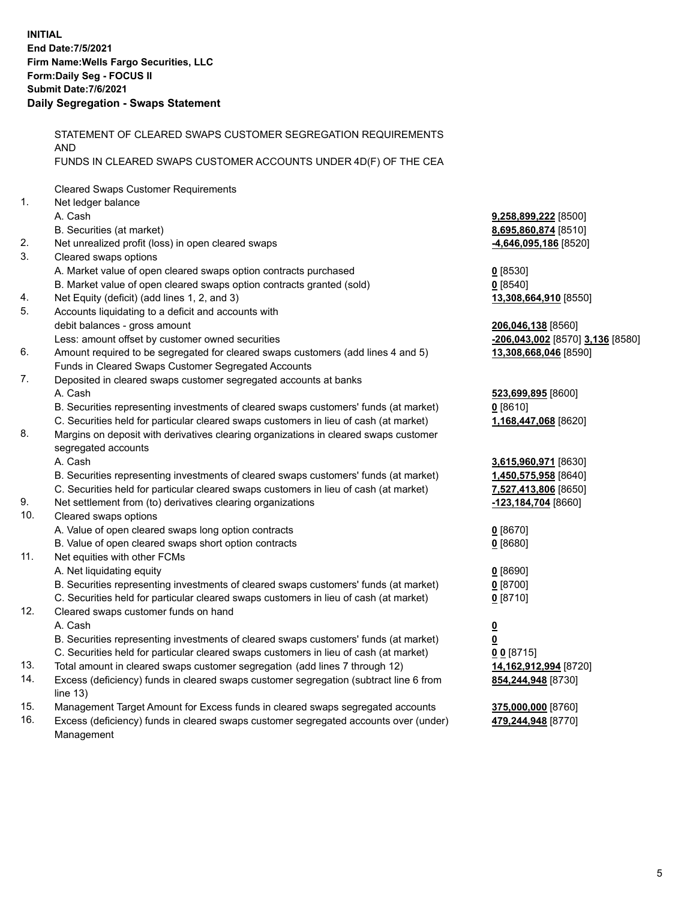**INITIAL**
**End Date:7/5/2021**
**Firm Name:Wells Fargo Securities, LLC**
**Form:Daily Seg - FOCUS II**
**Submit Date:7/6/2021**
**Daily Segregation - Swaps Statement**

STATEMENT OF CLEARED SWAPS CUSTOMER SEGREGATION REQUIREMENTS AND FUNDS IN CLEARED SWAPS CUSTOMER ACCOUNTS UNDER 4D(F) OF THE CEA

| | | |
|---|---|---|
| | Cleared Swaps Customer Requirements | |
| 1. | Net ledger balance | |
| | A. Cash | **9,258,899,222** [8500] |
| | B. Securities (at market) | **8,695,860,874** [8510] |
| 2. | Net unrealized profit (loss) in open cleared swaps | **-4,646,095,186** [8520] |
| 3. | Cleared swaps options | |
| | A. Market value of open cleared swaps option contracts purchased | **0** [8530] |
| | B. Market value of open cleared swaps option contracts granted (sold) | **0** [8540] |
| 4. | Net Equity (deficit) (add lines 1, 2, and 3) | **13,308,664,910** [8550] |
| 5. | Accounts liquidating to a deficit and accounts with debit balances - gross amount | **206,046,138** [8560] |
| | Less: amount offset by customer owned securities | **-206,043,002** [8570] **3,136** [8580] |
| 6. | Amount required to be segregated for cleared swaps customers (add lines 4 and 5) | **13,308,668,046** [8590] |
| | Funds in Cleared Swaps Customer Segregated Accounts | |
| 7. | Deposited in cleared swaps customer segregated accounts at banks | |
| | A. Cash | **523,699,895** [8600] |
| | B. Securities representing investments of cleared swaps customers' funds (at market) | **0** [8610] |
| | C. Securities held for particular cleared swaps customers in lieu of cash (at market) | **1,168,447,068** [8620] |
| 8. | Margins on deposit with derivatives clearing organizations in cleared swaps customer segregated accounts | |
| | A. Cash | **3,615,960,971** [8630] |
| | B. Securities representing investments of cleared swaps customers' funds (at market) | **1,450,575,958** [8640] |
| | C. Securities held for particular cleared swaps customers in lieu of cash (at market) | **7,527,413,806** [8650] |
| 9. | Net settlement from (to) derivatives clearing organizations | **-123,184,704** [8660] |
| 10. | Cleared swaps options | |
| | A. Value of open cleared swaps long option contracts | **0** [8670] |
| | B. Value of open cleared swaps short option contracts | **0** [8680] |
| 11. | Net equities with other FCMs | |
| | A. Net liquidating equity | **0** [8690] |
| | B. Securities representing investments of cleared swaps customers' funds (at market) | **0** [8700] |
| | C. Securities held for particular cleared swaps customers in lieu of cash (at market) | **0** [8710] |
| 12. | Cleared swaps customer funds on hand | |
| | A. Cash | **0** |
| | B. Securities representing investments of cleared swaps customers' funds (at market) | **0** |
| | C. Securities held for particular cleared swaps customers in lieu of cash (at market) | **0** **0** [8715] |
| 13. | Total amount in cleared swaps customer segregation (add lines 7 through 12) | **14,162,912,994** [8720] |
| 14. | Excess (deficiency) funds in cleared swaps customer segregation (subtract line 6 from line 13) | **854,244,948** [8730] |
| 15. | Management Target Amount for Excess funds in cleared swaps segregated accounts | **375,000,000** [8760] |
| 16. | Excess (deficiency) funds in cleared swaps customer segregated accounts over (under) Management | **479,244,948** [8770] |